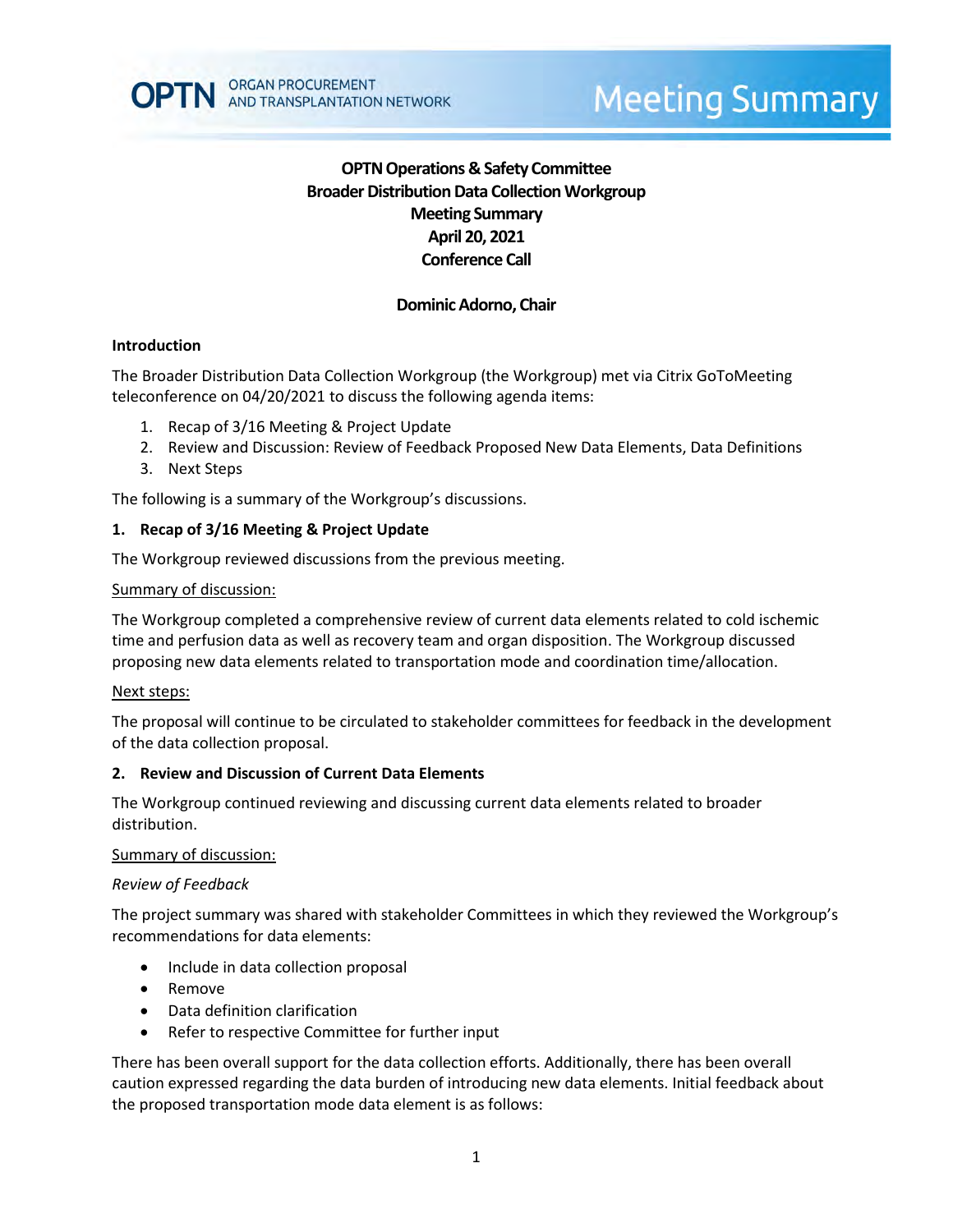**OPTN Operations & Safety Committee**
**Broader Distribution Data Collection Workgroup**
**Meeting Summary**
**April 20, 2021**
**Conference Call**

**Dominic Adorno, Chair**

## Introduction

The Broader Distribution Data Collection Workgroup (the Workgroup) met via Citrix GoToMeeting teleconference on 04/20/2021 to discuss the following agenda items:

1. Recap of 3/16 Meeting & Project Update
2. Review and Discussion: Review of Feedback Proposed New Data Elements, Data Definitions
3. Next Steps

The following is a summary of the Workgroup's discussions.

## 1. Recap of 3/16 Meeting & Project Update

The Workgroup reviewed discussions from the previous meeting.

Summary of discussion:

The Workgroup completed a comprehensive review of current data elements related to cold ischemic time and perfusion data as well as recovery team and organ disposition. The Workgroup discussed proposing new data elements related to transportation mode and coordination time/allocation.

Next steps:

The proposal will continue to be circulated to stakeholder committees for feedback in the development of the data collection proposal.

## 2. Review and Discussion of Current Data Elements

The Workgroup continued reviewing and discussing current data elements related to broader distribution.

Summary of discussion:

*Review of Feedback*

The project summary was shared with stakeholder Committees in which they reviewed the Workgroup's recommendations for data elements:

- Include in data collection proposal
- Remove
- Data definition clarification
- Refer to respective Committee for further input

There has been overall support for the data collection efforts. Additionally, there has been overall caution expressed regarding the data burden of introducing new data elements. Initial feedback about the proposed transportation mode data element is as follows: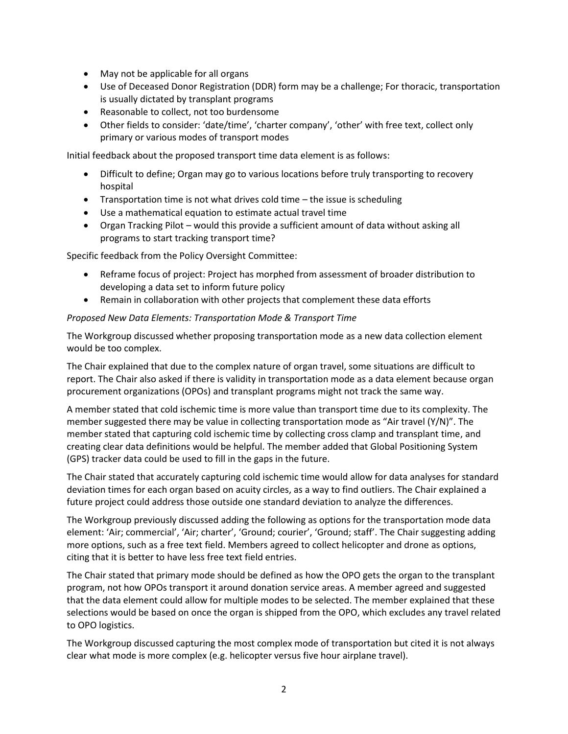- May not be applicable for all organs
- Use of Deceased Donor Registration (DDR) form may be a challenge; For thoracic, transportation is usually dictated by transplant programs
- Reasonable to collect, not too burdensome
- Other fields to consider: 'date/time', 'charter company', 'other' with free text, collect only primary or various modes of transport modes

Initial feedback about the proposed transport time data element is as follows:

- Difficult to define; Organ may go to various locations before truly transporting to recovery hospital
- Transportation time is not what drives cold time – the issue is scheduling
- Use a mathematical equation to estimate actual travel time
- Organ Tracking Pilot – would this provide a sufficient amount of data without asking all programs to start tracking transport time?

Specific feedback from the Policy Oversight Committee:

- Reframe focus of project: Project has morphed from assessment of broader distribution to developing a data set to inform future policy
- Remain in collaboration with other projects that complement these data efforts

*Proposed New Data Elements: Transportation Mode & Transport Time*

The Workgroup discussed whether proposing transportation mode as a new data collection element would be too complex.

The Chair explained that due to the complex nature of organ travel, some situations are difficult to report. The Chair also asked if there is validity in transportation mode as a data element because organ procurement organizations (OPOs) and transplant programs might not track the same way.

A member stated that cold ischemic time is more value than transport time due to its complexity. The member suggested there may be value in collecting transportation mode as "Air travel (Y/N)". The member stated that capturing cold ischemic time by collecting cross clamp and transplant time, and creating clear data definitions would be helpful. The member added that Global Positioning System (GPS) tracker data could be used to fill in the gaps in the future.

The Chair stated that accurately capturing cold ischemic time would allow for data analyses for standard deviation times for each organ based on acuity circles, as a way to find outliers. The Chair explained a future project could address those outside one standard deviation to analyze the differences.

The Workgroup previously discussed adding the following as options for the transportation mode data element: 'Air; commercial', 'Air; charter', 'Ground; courier', 'Ground; staff'. The Chair suggesting adding more options, such as a free text field. Members agreed to collect helicopter and drone as options, citing that it is better to have less free text field entries.

The Chair stated that primary mode should be defined as how the OPO gets the organ to the transplant program, not how OPOs transport it around donation service areas. A member agreed and suggested that the data element could allow for multiple modes to be selected. The member explained that these selections would be based on once the organ is shipped from the OPO, which excludes any travel related to OPO logistics.

The Workgroup discussed capturing the most complex mode of transportation but cited it is not always clear what mode is more complex (e.g. helicopter versus five hour airplane travel).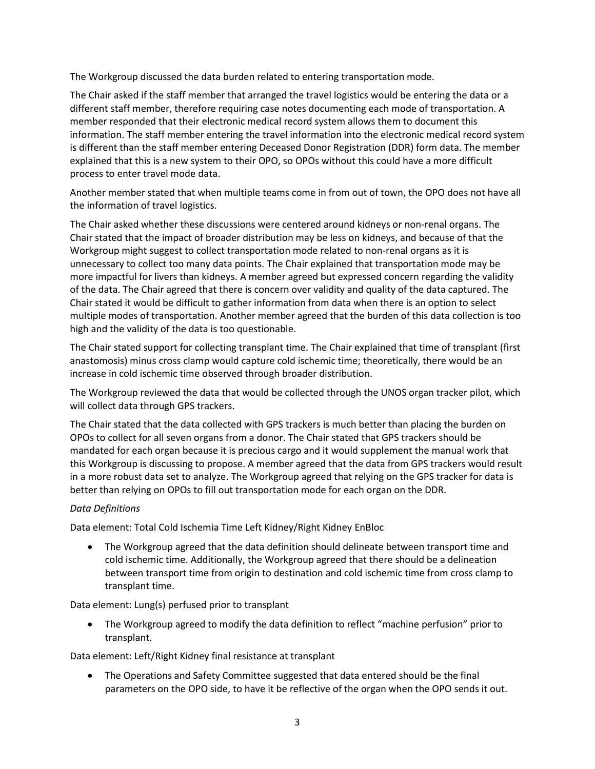The Workgroup discussed the data burden related to entering transportation mode.

The Chair asked if the staff member that arranged the travel logistics would be entering the data or a different staff member, therefore requiring case notes documenting each mode of transportation. A member responded that their electronic medical record system allows them to document this information. The staff member entering the travel information into the electronic medical record system is different than the staff member entering Deceased Donor Registration (DDR) form data. The member explained that this is a new system to their OPO, so OPOs without this could have a more difficult process to enter travel mode data.

Another member stated that when multiple teams come in from out of town, the OPO does not have all the information of travel logistics.

The Chair asked whether these discussions were centered around kidneys or non-renal organs. The Chair stated that the impact of broader distribution may be less on kidneys, and because of that the Workgroup might suggest to collect transportation mode related to non-renal organs as it is unnecessary to collect too many data points. The Chair explained that transportation mode may be more impactful for livers than kidneys. A member agreed but expressed concern regarding the validity of the data. The Chair agreed that there is concern over validity and quality of the data captured. The Chair stated it would be difficult to gather information from data when there is an option to select multiple modes of transportation. Another member agreed that the burden of this data collection is too high and the validity of the data is too questionable.

The Chair stated support for collecting transplant time. The Chair explained that time of transplant (first anastomosis) minus cross clamp would capture cold ischemic time; theoretically, there would be an increase in cold ischemic time observed through broader distribution.

The Workgroup reviewed the data that would be collected through the UNOS organ tracker pilot, which will collect data through GPS trackers.

The Chair stated that the data collected with GPS trackers is much better than placing the burden on OPOs to collect for all seven organs from a donor. The Chair stated that GPS trackers should be mandated for each organ because it is precious cargo and it would supplement the manual work that this Workgroup is discussing to propose. A member agreed that the data from GPS trackers would result in a more robust data set to analyze. The Workgroup agreed that relying on the GPS tracker for data is better than relying on OPOs to fill out transportation mode for each organ on the DDR.

*Data Definitions*

Data element: Total Cold Ischemia Time Left Kidney/Right Kidney EnBloc

- The Workgroup agreed that the data definition should delineate between transport time and cold ischemic time. Additionally, the Workgroup agreed that there should be a delineation between transport time from origin to destination and cold ischemic time from cross clamp to transplant time.

Data element: Lung(s) perfused prior to transplant

- The Workgroup agreed to modify the data definition to reflect "machine perfusion" prior to transplant.

Data element: Left/Right Kidney final resistance at transplant

- The Operations and Safety Committee suggested that data entered should be the final parameters on the OPO side, to have it be reflective of the organ when the OPO sends it out.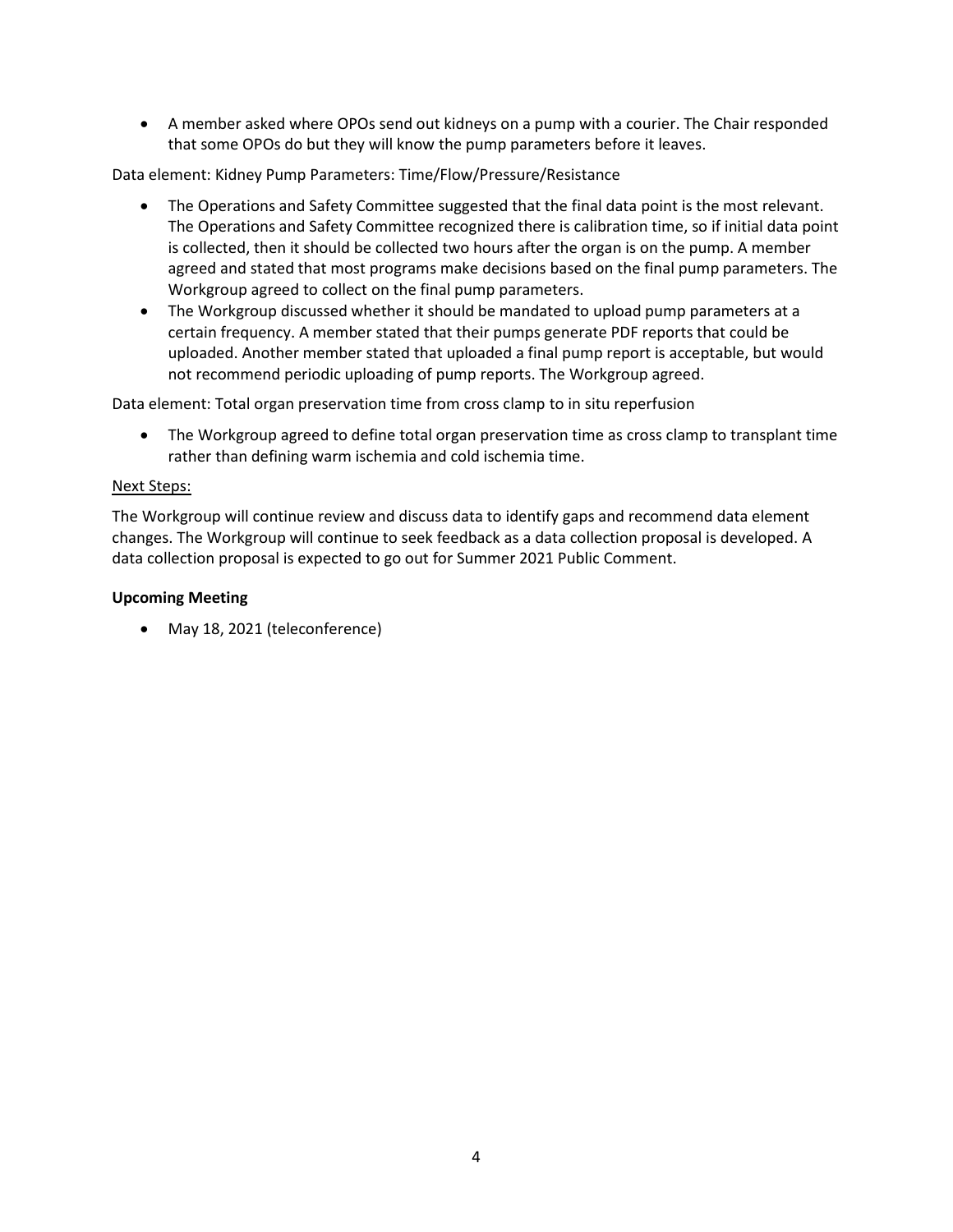- A member asked where OPOs send out kidneys on a pump with a courier. The Chair responded that some OPOs do but they will know the pump parameters before it leaves.

Data element: Kidney Pump Parameters: Time/Flow/Pressure/Resistance

- The Operations and Safety Committee suggested that the final data point is the most relevant. The Operations and Safety Committee recognized there is calibration time, so if initial data point is collected, then it should be collected two hours after the organ is on the pump. A member agreed and stated that most programs make decisions based on the final pump parameters. The Workgroup agreed to collect on the final pump parameters.
- The Workgroup discussed whether it should be mandated to upload pump parameters at a certain frequency. A member stated that their pumps generate PDF reports that could be uploaded. Another member stated that uploaded a final pump report is acceptable, but would not recommend periodic uploading of pump reports. The Workgroup agreed.

Data element: Total organ preservation time from cross clamp to in situ reperfusion

- The Workgroup agreed to define total organ preservation time as cross clamp to transplant time rather than defining warm ischemia and cold ischemia time.

<u>Next Steps:</u>

The Workgroup will continue review and discuss data to identify gaps and recommend data element changes. The Workgroup will continue to seek feedback as a data collection proposal is developed. A data collection proposal is expected to go out for Summer 2021 Public Comment.

**Upcoming Meeting**

- May 18, 2021 (teleconference)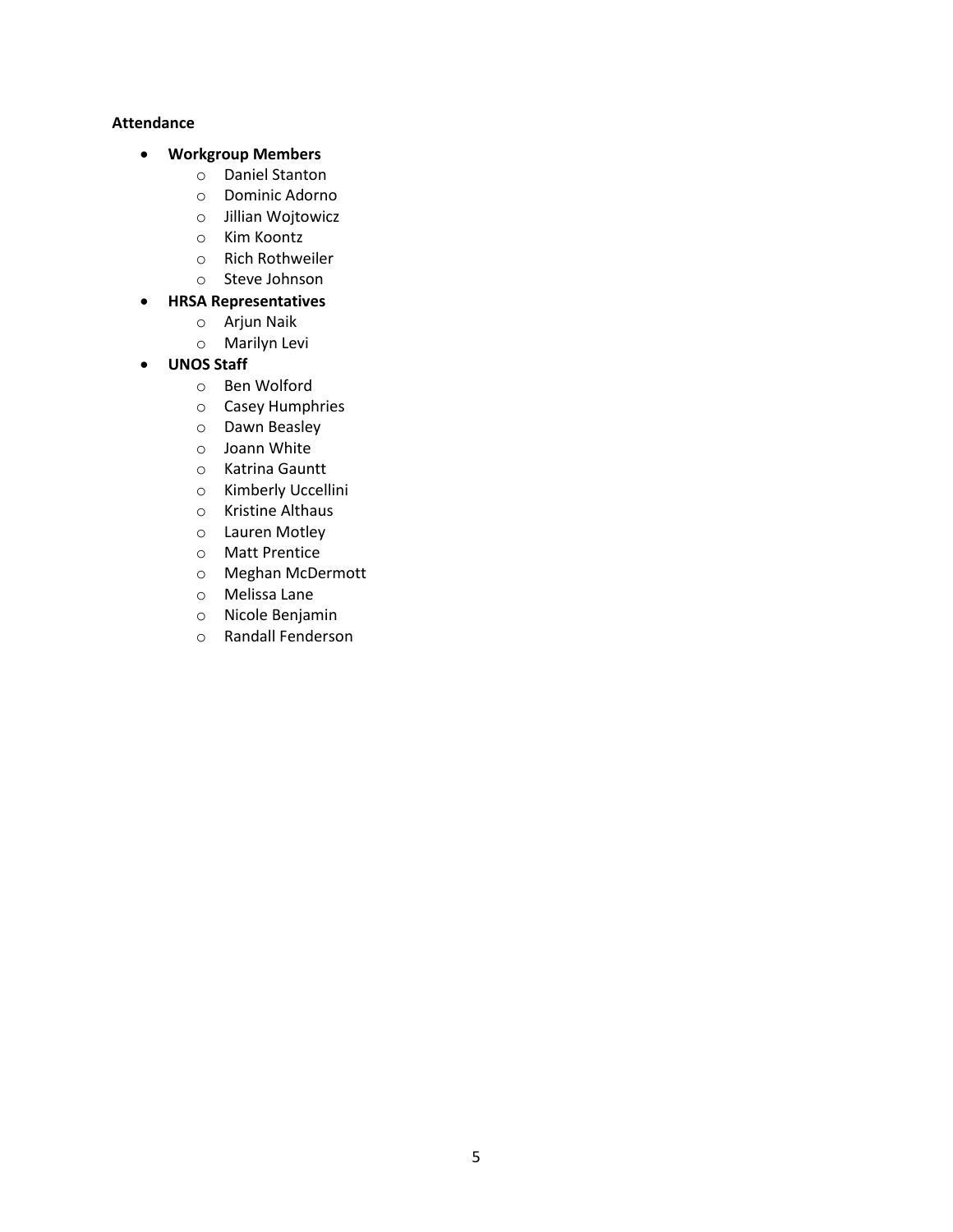**Attendance**

- **Workgroup Members**
  - Daniel Stanton
  - Dominic Adorno
  - Jillian Wojtowicz
  - Kim Koontz
  - Rich Rothweiler
  - Steve Johnson
- **HRSA Representatives**
  - Arjun Naik
  - Marilyn Levi
- **UNOS Staff**
  - Ben Wolford
  - Casey Humphries
  - Dawn Beasley
  - Joann White
  - Katrina Gauntt
  - Kimberly Uccellini
  - Kristine Althaus
  - Lauren Motley
  - Matt Prentice
  - Meghan McDermott
  - Melissa Lane
  - Nicole Benjamin
  - Randall Fenderson